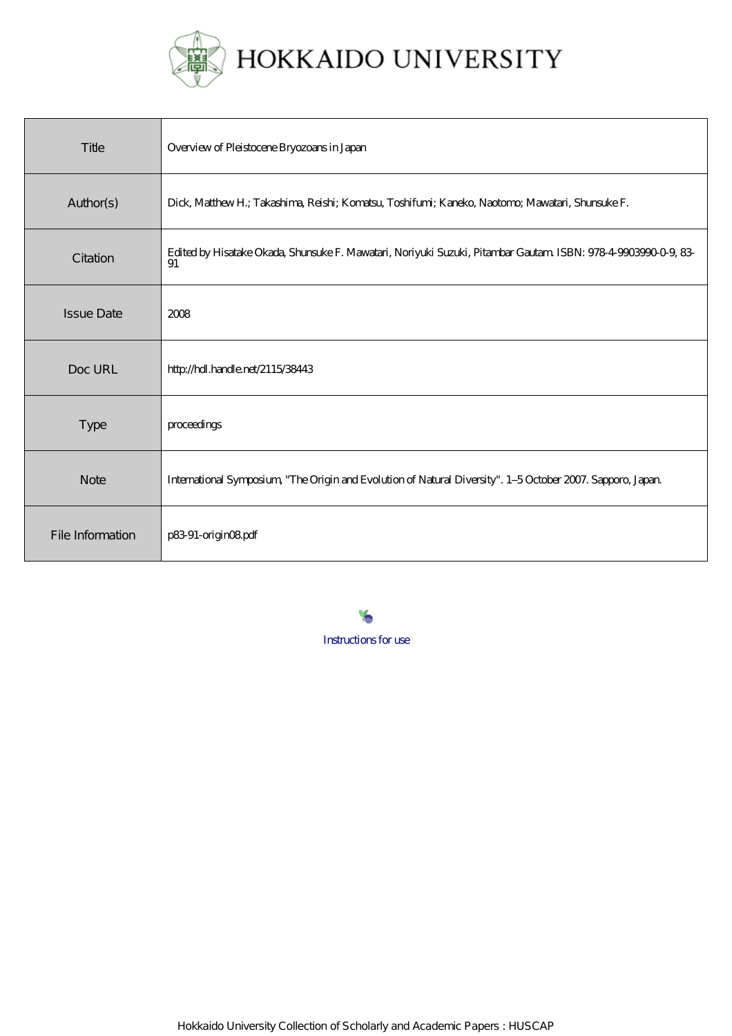HOKKAIDO UNIVERSITY

| | |
|---|---|
| Title | Overview of Pleistocene Bryozoans in Japan |
| Author(s) | Dick, Matthew H.; Takashima, Reishi; Komatsu, Toshifumi; Kaneko, Naotomo; Mawatari, Shunsuke F. |
| Citation | Edited by Hisatake Okada, Shunsuke F. Mawatari, Noriyuki Suzuki, Pitambar Gautam. ISBN: 978-4-9903990-0-9, 83-91 |
| Issue Date | 2008 |
| Doc URL | http://hdl.handle.net/2115/38443 |
| Type | proceedings |
| Note | International Symposium, "The Origin and Evolution of Natural Diversity". 1–5 October 2007. Sapporo, Japan. |
| File Information | p83-91-origin08.pdf |

Instructions for use

Hokkaido University Collection of Scholarly and Academic Papers : HUSCAP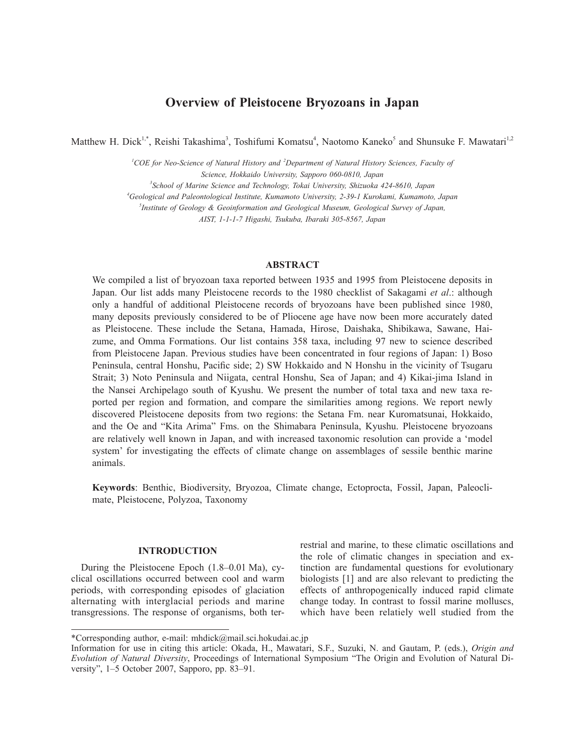# Overview of Pleistocene Bryozoans in Japan

Matthew H. Dick[1,*], Reishi Takashima[3], Toshifumi Komatsu[4], Naotomo Kaneko[5] and Shunsuke F. Mawatari[1,2]

[1]COE for Neo-Science of Natural History and [2]Department of Natural History Sciences, Faculty of Science, Hokkaido University, Sapporo 060-0810, Japan

[3]School of Marine Science and Technology, Tokai University, Shizuoka 424-8610, Japan

[4]Geological and Paleontological Institute, Kumamoto University, 2-39-1 Kurokami, Kumamoto, Japan

[5]Institute of Geology & Geoinformation and Geological Museum, Geological Survey of Japan, AIST, 1-1-1-7 Higashi, Tsukuba, Ibaraki 305-8567, Japan

## ABSTRACT

We compiled a list of bryozoan taxa reported between 1935 and 1995 from Pleistocene deposits in Japan. Our list adds many Pleistocene records to the 1980 checklist of Sakagami *et al*.: although only a handful of additional Pleistocene records of bryozoans have been published since 1980, many deposits previously considered to be of Pliocene age have now been more accurately dated as Pleistocene. These include the Setana, Hamada, Hirose, Daishaka, Shibikawa, Sawane, Haizume, and Omma Formations. Our list contains 358 taxa, including 97 new to science described from Pleistocene Japan. Previous studies have been concentrated in four regions of Japan: 1) Boso Peninsula, central Honshu, Pacific side; 2) SW Hokkaido and N Honshu in the vicinity of Tsugaru Strait; 3) Noto Peninsula and Niigata, central Honshu, Sea of Japan; and 4) Kikai-jima Island in the Nansei Archipelago south of Kyushu. We present the number of total taxa and new taxa reported per region and formation, and compare the similarities among regions. We report newly discovered Pleistocene deposits from two regions: the Setana Fm. near Kuromatsunai, Hokkaido, and the Oe and "Kita Arima" Fms. on the Shimabara Peninsula, Kyushu. Pleistocene bryozoans are relatively well known in Japan, and with increased taxonomic resolution can provide a 'model system' for investigating the effects of climate change on assemblages of sessile benthic marine animals.

**Keywords**: Benthic, Biodiversity, Bryozoa, Climate change, Ectoprocta, Fossil, Japan, Paleoclimate, Pleistocene, Polyzoa, Taxonomy

## INTRODUCTION

During the Pleistocene Epoch (1.8–0.01 Ma), cyclical oscillations occurred between cool and warm periods, with corresponding episodes of glaciation alternating with interglacial periods and marine transgressions. The response of organisms, both terrestrial and marine, to these climatic oscillations and the role of climatic changes in speciation and extinction are fundamental questions for evolutionary biologists [1] and are also relevant to predicting the effects of anthropogenically induced rapid climate change today. In contrast to fossil marine molluscs, which have been relatively well studied from the

*Corresponding author, e-mail: mhdick@mail.sci.hokudai.ac.jp

Information for use in citing this article: Okada, H., Mawatari, S.F., Suzuki, N. and Gautam, P. (eds.), *Origin and Evolution of Natural Diversity*, Proceedings of International Symposium "The Origin and Evolution of Natural Diversity", 1–5 October 2007, Sapporo, pp. 83–91.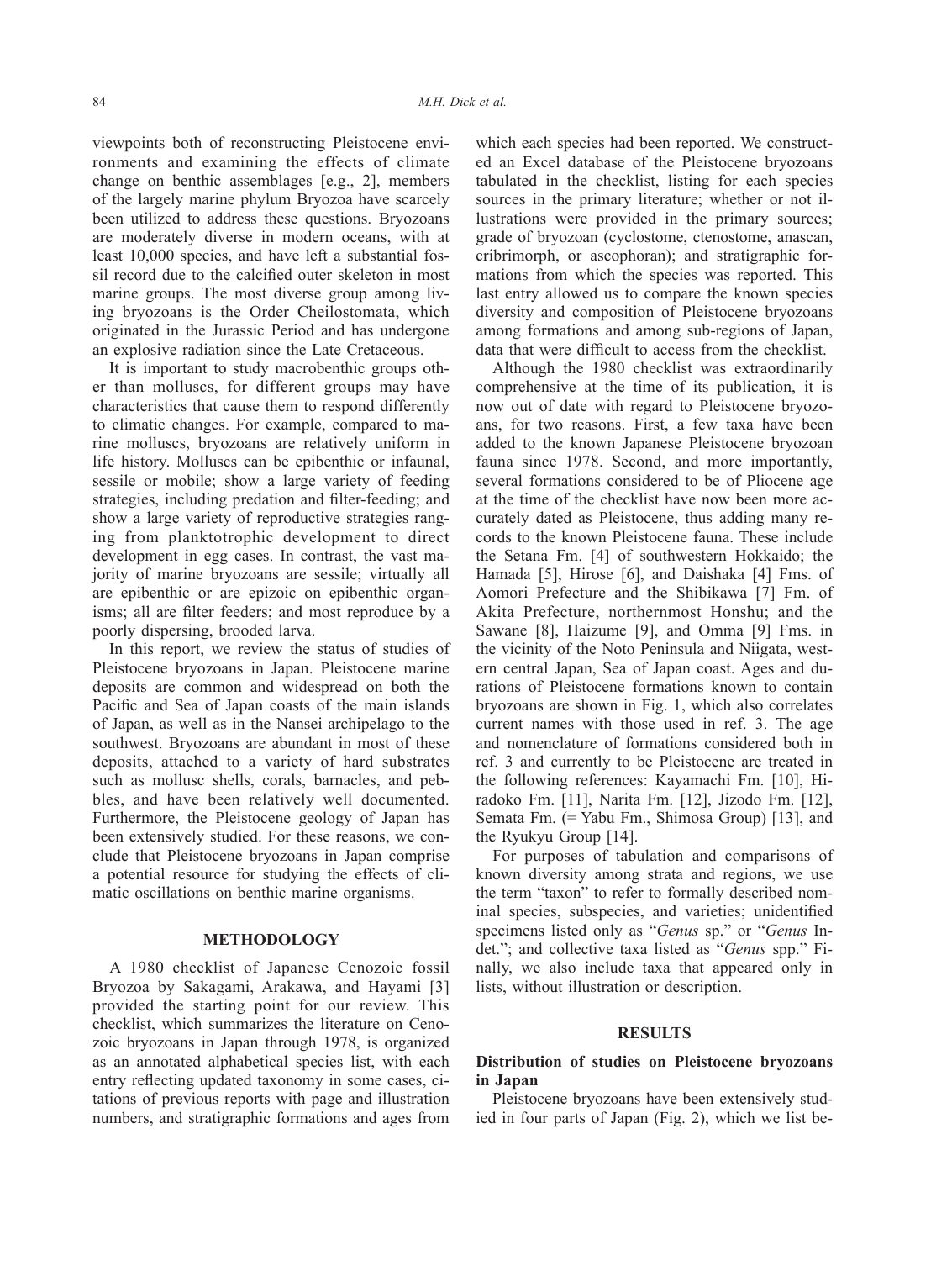viewpoints both of reconstructing Pleistocene environments and examining the effects of climate change on benthic assemblages [e.g., 2], members of the largely marine phylum Bryozoa have scarcely been utilized to address these questions. Bryozoans are moderately diverse in modern oceans, with at least 10,000 species, and have left a substantial fossil record due to the calcified outer skeleton in most marine groups. The most diverse group among living bryozoans is the Order Cheilostomata, which originated in the Jurassic Period and has undergone an explosive radiation since the Late Cretaceous.

It is important to study macrobenthic groups other than molluscs, for different groups may have characteristics that cause them to respond differently to climatic changes. For example, compared to marine molluscs, bryozoans are relatively uniform in life history. Molluscs can be epibenthic or infaunal, sessile or mobile; show a large variety of feeding strategies, including predation and filter-feeding; and show a large variety of reproductive strategies ranging from planktotrophic development to direct development in egg cases. In contrast, the vast majority of marine bryozoans are sessile; virtually all are epibenthic or are epizoic on epibenthic organisms; all are filter feeders; and most reproduce by a poorly dispersing, brooded larva.

In this report, we review the status of studies of Pleistocene bryozoans in Japan. Pleistocene marine deposits are common and widespread on both the Pacific and Sea of Japan coasts of the main islands of Japan, as well as in the Nansei archipelago to the southwest. Bryozoans are abundant in most of these deposits, attached to a variety of hard substrates such as mollusc shells, corals, barnacles, and pebbles, and have been relatively well documented. Furthermore, the Pleistocene geology of Japan has been extensively studied. For these reasons, we conclude that Pleistocene bryozoans in Japan comprise a potential resource for studying the effects of climatic oscillations on benthic marine organisms.

## METHODOLOGY

A 1980 checklist of Japanese Cenozoic fossil Bryozoa by Sakagami, Arakawa, and Hayami [3] provided the starting point for our review. This checklist, which summarizes the literature on Cenozoic bryozoans in Japan through 1978, is organized as an annotated alphabetical species list, with each entry reflecting updated taxonomy in some cases, citations of previous reports with page and illustration numbers, and stratigraphic formations and ages from which each species had been reported. We constructed an Excel database of the Pleistocene bryozoans tabulated in the checklist, listing for each species sources in the primary literature; whether or not illustrations were provided in the primary sources; grade of bryozoan (cyclostome, ctenostome, anascan, cribrimorph, or ascophoran); and stratigraphic formations from which the species was reported. This last entry allowed us to compare the known species diversity and composition of Pleistocene bryozoans among formations and among sub-regions of Japan, data that were difficult to access from the checklist.

Although the 1980 checklist was extraordinarily comprehensive at the time of its publication, it is now out of date with regard to Pleistocene bryozoans, for two reasons. First, a few taxa have been added to the known Japanese Pleistocene bryozoan fauna since 1978. Second, and more importantly, several formations considered to be of Pliocene age at the time of the checklist have now been more accurately dated as Pleistocene, thus adding many records to the known Pleistocene fauna. These include the Setana Fm. [4] of southwestern Hokkaido; the Hamada [5], Hirose [6], and Daishaka [4] Fms. of Aomori Prefecture and the Shibikawa [7] Fm. of Akita Prefecture, northernmost Honshu; and the Sawane [8], Haizume [9], and Omma [9] Fms. in the vicinity of the Noto Peninsula and Niigata, western central Japan, Sea of Japan coast. Ages and durations of Pleistocene formations known to contain bryozoans are shown in Fig. 1, which also correlates current names with those used in ref. 3. The age and nomenclature of formations considered both in ref. 3 and currently to be Pleistocene are treated in the following references: Kayamachi Fm. [10], Hiradoko Fm. [11], Narita Fm. [12], Jizodo Fm. [12], Semata Fm. (= Yabu Fm., Shimosa Group) [13], and the Ryukyu Group [14].

For purposes of tabulation and comparisons of known diversity among strata and regions, we use the term "taxon" to refer to formally described nominal species, subspecies, and varieties; unidentified specimens listed only as "*Genus* sp." or "*Genus* Indet."; and collective taxa listed as "*Genus* spp." Finally, we also include taxa that appeared only in lists, without illustration or description.

## RESULTS

### Distribution of studies on Pleistocene bryozoans in Japan

Pleistocene bryozoans have been extensively studied in four parts of Japan (Fig. 2), which we list be-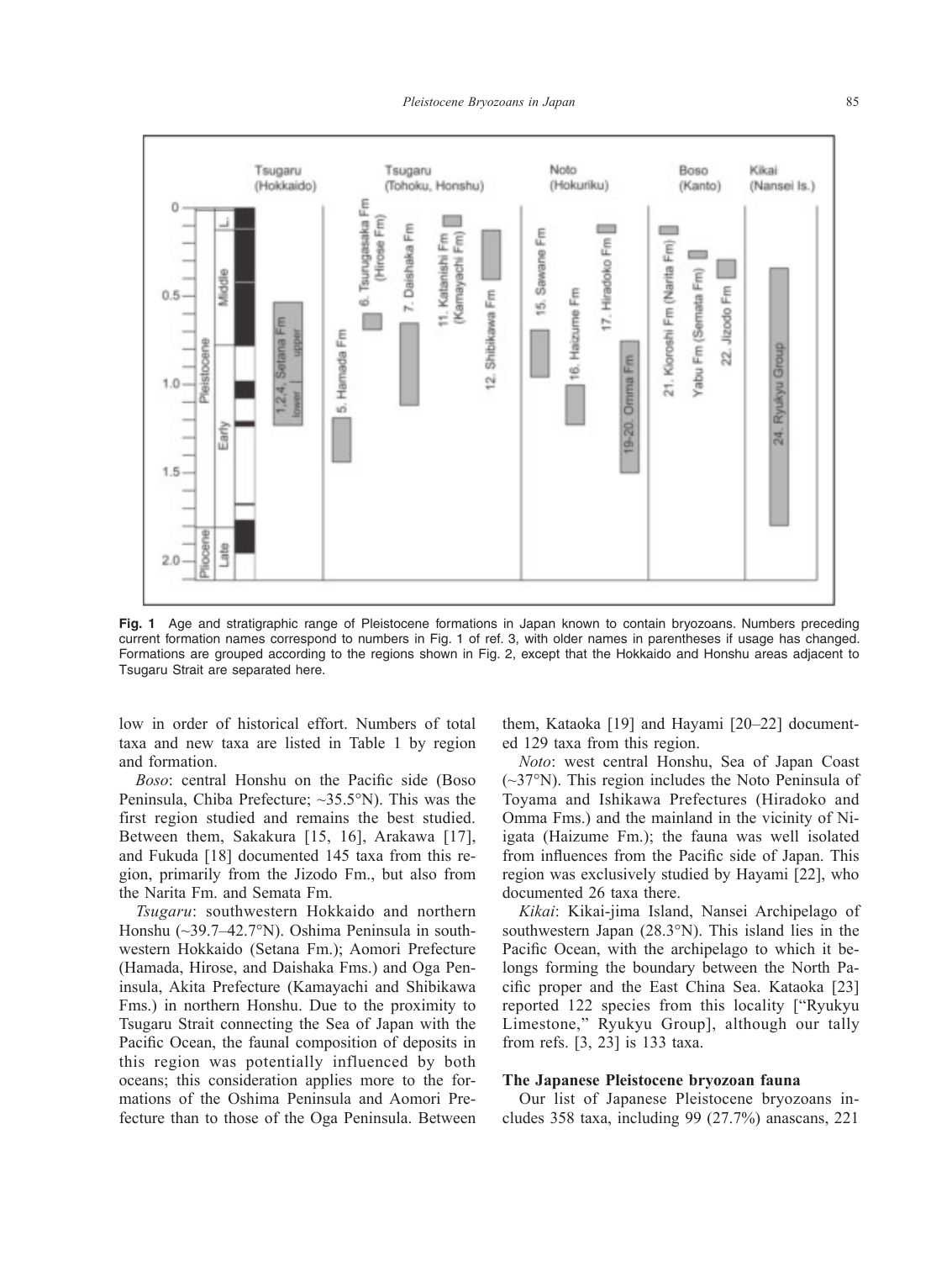Tsugaru (Hokkaido)

Tsugaru (Tohoku, Honshu)

Noto (Hokuriku)

Boso (Kanto)

Kikai (Nansei Is.)

0

0.5

1.0

1.5

2.0

Pliocene Late

Pleistocene Early Middle L.

1,2,4, Setana Fm lower upper

5. Hamada Fm

6. Tsurugasaka Fm (Hirose Fm)

7. Daishaka Fm

11. Katanishi Fm (Kamayachi Fm)

12. Shibikawa Fm

15. Sawane Fm

16. Haizume Fm

17. Hiradoko Fm

19-20. Omma Fm

21. Kioroshi Fm (Narita Fm)

Yabu Fm (Semata Fm)

22. Jizodo Fm

24. Ryukyu Group

**Fig. 1** Age and stratigraphic range of Pleistocene formations in Japan known to contain bryozoans. Numbers preceding current formation names correspond to numbers in Fig. 1 of ref. 3, with older names in parentheses if usage has changed. Formations are grouped according to the regions shown in Fig. 2, except that the Hokkaido and Honshu areas adjacent to Tsugaru Strait are separated here.

low in order of historical effort. Numbers of total taxa and new taxa are listed in Table 1 by region and formation.

*Boso*: central Honshu on the Pacific side (Boso Peninsula, Chiba Prefecture; ~35.5°N). This was the first region studied and remains the best studied. Between them, Sakakura [15, 16], Arakawa [17], and Fukuda [18] documented 145 taxa from this region, primarily from the Jizodo Fm., but also from the Narita Fm. and Semata Fm.

*Tsugaru*: southwestern Hokkaido and northern Honshu (~39.7–42.7°N). Oshima Peninsula in southwestern Hokkaido (Setana Fm.); Aomori Prefecture (Hamada, Hirose, and Daishaka Fms.) and Oga Peninsula, Akita Prefecture (Kamayachi and Shibikawa Fms.) in northern Honshu. Due to the proximity to Tsugaru Strait connecting the Sea of Japan with the Pacific Ocean, the faunal composition of deposits in this region was potentially influenced by both oceans; this consideration applies more to the formations of the Oshima Peninsula and Aomori Prefecture than to those of the Oga Peninsula. Between them, Kataoka [19] and Hayami [20–22] documented 129 taxa from this region.

*Noto*: west central Honshu, Sea of Japan Coast (~37°N). This region includes the Noto Peninsula of Toyama and Ishikawa Prefectures (Hiradoko and Omma Fms.) and the mainland in the vicinity of Niigata (Haizume Fm.); the fauna was well isolated from influences from the Pacific side of Japan. This region was exclusively studied by Hayami [22], who documented 26 taxa there.

*Kikai*: Kikai-jima Island, Nansei Archipelago of southwestern Japan (28.3°N). This island lies in the Pacific Ocean, with the archipelago to which it belongs forming the boundary between the North Pacific proper and the East China Sea. Kataoka [23] reported 122 species from this locality ["Ryukyu Limestone," Ryukyu Group], although our tally from refs. [3, 23] is 133 taxa.

### The Japanese Pleistocene bryozoan fauna

Our list of Japanese Pleistocene bryozoans includes 358 taxa, including 99 (27.7%) anascans, 221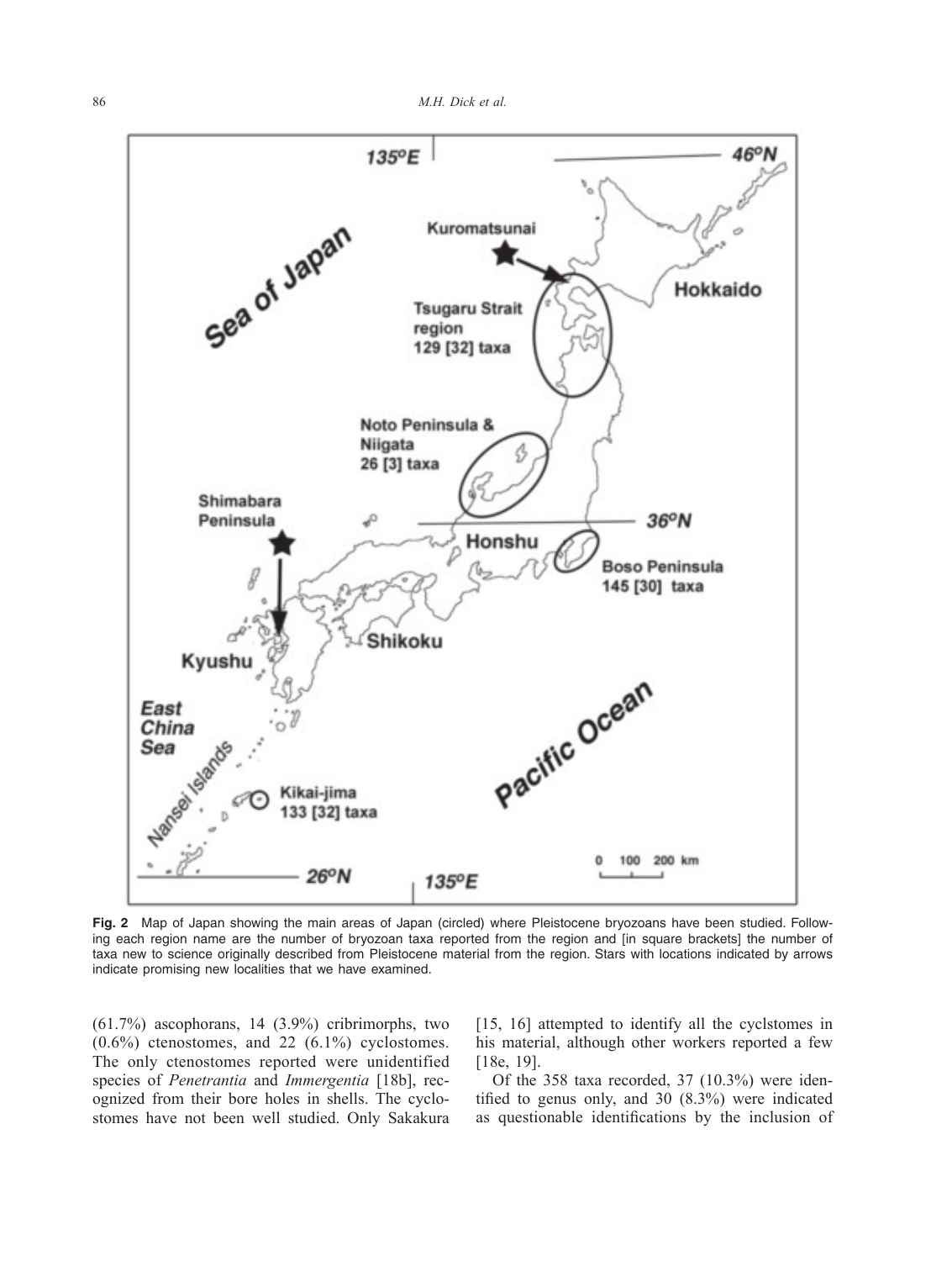**Fig. 2** Map of Japan showing the main areas of Japan (circled) where Pleistocene bryozoans have been studied. Following each region name are the number of bryozoan taxa reported from the region and [in square brackets] the number of taxa new to science originally described from Pleistocene material from the region. Stars with locations indicated by arrows indicate promising new localities that we have examined.

(61.7%) ascophorans, 14 (3.9%) cribrimorphs, two (0.6%) ctenostomes, and 22 (6.1%) cyclostomes. The only ctenostomes reported were unidentified species of *Penetrantia* and *Immergentia* [18b], recognized from their bore holes in shells. The cyclostomes have not been well studied. Only Sakakura [15, 16] attempted to identify all the cyclstomes in his material, although other workers reported a few [18e, 19].

Of the 358 taxa recorded, 37 (10.3%) were identified to genus only, and 30 (8.3%) were indicated as questionable identifications by the inclusion of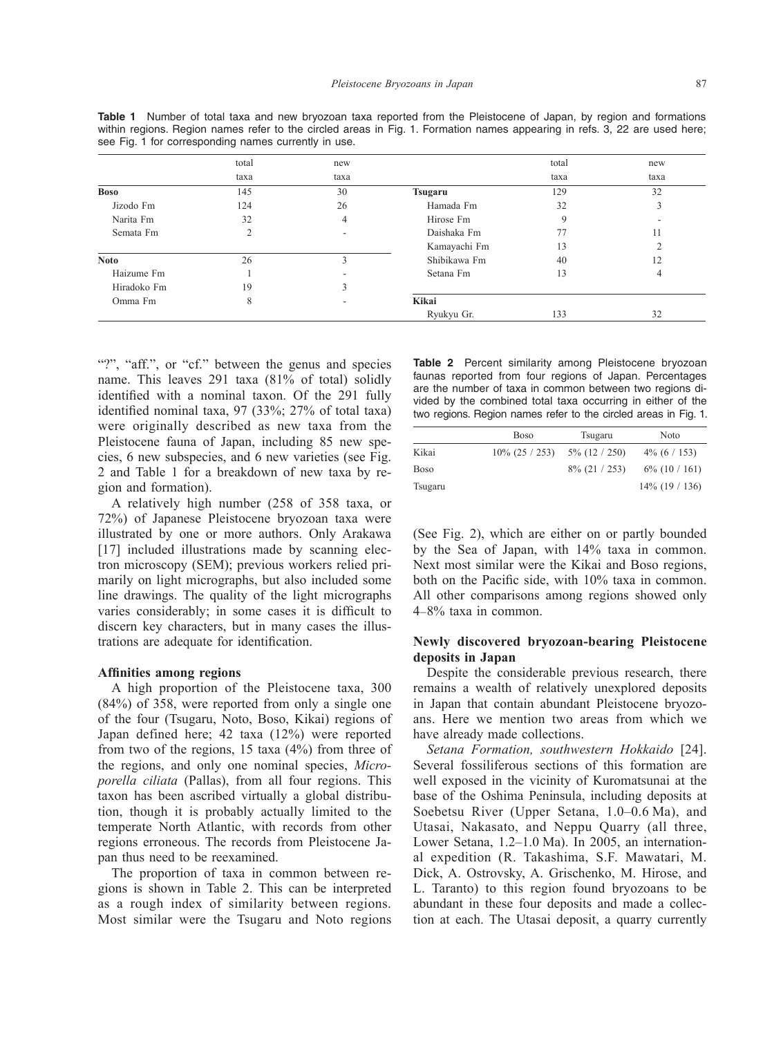**Table 1** Number of total taxa and new bryozoan taxa reported from the Pleistocene of Japan, by region and formations within regions. Region names refer to the circled areas in Fig. 1. Formation names appearing in refs. 3, 22 are used here; see Fig. 1 for corresponding names currently in use.

| | total taxa | new taxa | | total taxa | new taxa |
|---|---|---|---|---|---|
| **Boso** | 145 | 30 | **Tsugaru** | 129 | 32 |
| Jizodo Fm | 124 | 26 | Hamada Fm | 32 | 3 |
| Narita Fm | 32 | 4 | Hirose Fm | 9 | - |
| Semata Fm | 2 | - | Daishaka Fm | 77 | 11 |
| | | | Kamayachi Fm | 13 | 2 |
| **Noto** | 26 | 3 | Shibikawa Fm | 40 | 12 |
| Haizume Fm | 1 | - | Setana Fm | 13 | 4 |
| Hiradoko Fm | 19 | 3 | | | |
| Omma Fm | 8 | - | **Kikai** | | |
| | | | Ryukyu Gr. | 133 | 32 |

"?", "aff.", or "cf." between the genus and species name. This leaves 291 taxa (81% of total) solidly identified with a nominal taxon. Of the 291 fully identified nominal taxa, 97 (33%; 27% of total taxa) were originally described as new taxa from the Pleistocene fauna of Japan, including 85 new species, 6 new subspecies, and 6 new varieties (see Fig. 2 and Table 1 for a breakdown of new taxa by region and formation).

A relatively high number (258 of 358 taxa, or 72%) of Japanese Pleistocene bryozoan taxa were illustrated by one or more authors. Only Arakawa [17] included illustrations made by scanning electron microscopy (SEM); previous workers relied primarily on light micrographs, but also included some line drawings. The quality of the light micrographs varies considerably; in some cases it is difficult to discern key characters, but in many cases the illustrations are adequate for identification.

### Affinities among regions

A high proportion of the Pleistocene taxa, 300 (84%) of 358, were reported from only a single one of the four (Tsugaru, Noto, Boso, Kikai) regions of Japan defined here; 42 taxa (12%) were reported from two of the regions, 15 taxa (4%) from three of the regions, and only one nominal species, *Microporella ciliata* (Pallas), from all four regions. This taxon has been ascribed virtually a global distribution, though it is probably actually limited to the temperate North Atlantic, with records from other regions erroneous. The records from Pleistocene Japan thus need to be reexamined.

The proportion of taxa in common between regions is shown in Table 2. This can be interpreted as a rough index of similarity between regions. Most similar were the Tsugaru and Noto regions (See Fig. 2), which are either on or partly bounded by the Sea of Japan, with 14% taxa in common. Next most similar were the Kikai and Boso regions, both on the Pacific side, with 10% taxa in common. All other comparisons among regions showed only 4–8% taxa in common.

**Table 2** Percent similarity among Pleistocene bryozoan faunas reported from four regions of Japan. Percentages are the number of taxa in common between two regions divided by the combined total taxa occurring in either of the two regions. Region names refer to the circled areas in Fig. 1.

| | Boso | Tsugaru | Noto |
|---|---|---|---|
| Kikai | 10% (25 / 253) | 5% (12 / 250) | 4% (6 / 153) |
| Boso | | 8% (21 / 253) | 6% (10 / 161) |
| Tsugaru | | | 14% (19 / 136) |

### Newly discovered bryozoan-bearing Pleistocene deposits in Japan

Despite the considerable previous research, there remains a wealth of relatively unexplored deposits in Japan that contain abundant Pleistocene bryozoans. Here we mention two areas from which we have already made collections.

*Setana Formation, southwestern Hokkaido* [24]. Several fossiliferous sections of this formation are well exposed in the vicinity of Kuromatsunai at the base of the Oshima Peninsula, including deposits at Soebetsu River (Upper Setana, 1.0–0.6 Ma), and Utasai, Nakasato, and Neppu Quarry (all three, Lower Setana, 1.2–1.0 Ma). In 2005, an international expedition (R. Takashima, S.F. Mawatari, M. Dick, A. Ostrovsky, A. Grischenko, M. Hirose, and L. Taranto) to this region found bryozoans to be abundant in these four deposits and made a collection at each. The Utasai deposit, a quarry currently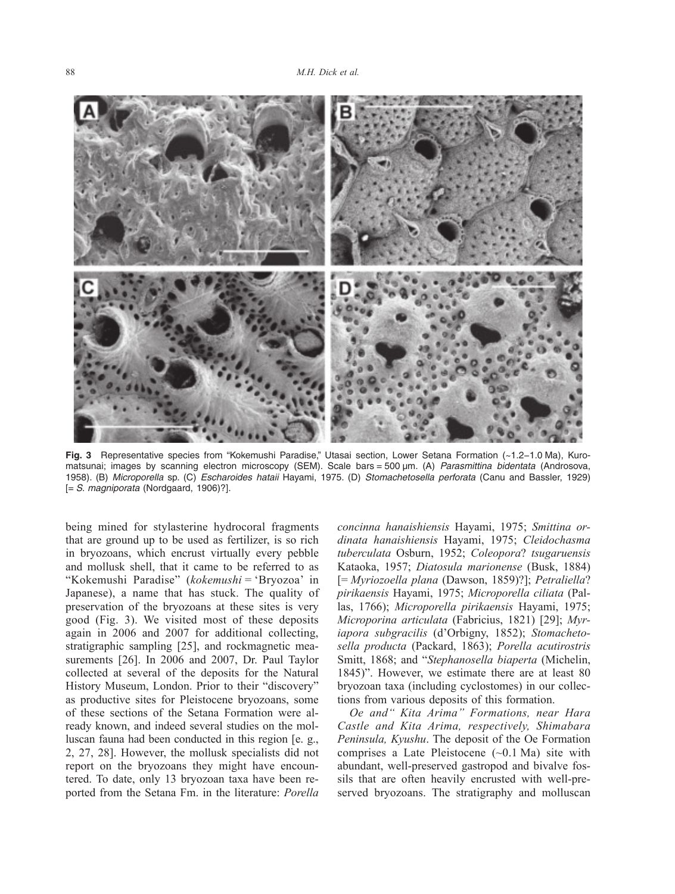**Fig. 3** Representative species from "Kokemushi Paradise," Utasai section, Lower Setana Formation (~1.2–1.0 Ma), Kuromatsunai; images by scanning electron microscopy (SEM). Scale bars = 500 μm. (A) *Parasmittina bidentata* (Androsova, 1958). (B) *Microporella* sp. (C) *Escharoides hataii* Hayami, 1975. (D) *Stomachetosella perforata* (Canu and Bassler, 1929) [= *S. magniporata* (Nordgaard, 1906)?].

being mined for stylasterine hydrocoral fragments that are ground up to be used as fertilizer, is so rich in bryozoans, which encrust virtually every pebble and mollusk shell, that it came to be referred to as "Kokemushi Paradise" (*kokemushi* = 'Bryozoa' in Japanese), a name that has stuck. The quality of preservation of the bryozoans at these sites is very good (Fig. 3). We visited most of these deposits again in 2006 and 2007 for additional collecting, stratigraphic sampling [25], and rockmagnetic measurements [26]. In 2006 and 2007, Dr. Paul Taylor collected at several of the deposits for the Natural History Museum, London. Prior to their "discovery" as productive sites for Pleistocene bryozoans, some of these sections of the Setana Formation were already known, and indeed several studies on the molluscan fauna had been conducted in this region [e. g., 2, 27, 28]. However, the mollusk specialists did not report on the bryozoans they might have encountered. To date, only 13 bryozoan taxa have been reported from the Setana Fm. in the literature: *Porella concinna hanaishiensis* Hayami, 1975; *Smittina ordinata hanaishiensis* Hayami, 1975; *Cleidochasma tuberculata* Osburn, 1952; *Coleopora*? *tsugaruensis* Kataoka, 1957; *Diatosula marionense* (Busk, 1884) [= *Myriozoella plana* (Dawson, 1859)?]; *Petraliella*? *pirikaensis* Hayami, 1975; *Microporella ciliata* (Pallas, 1766); *Microporella pirikaensis* Hayami, 1975; *Microporina articulata* (Fabricius, 1821) [29]; *Myriapora subgracilis* (d'Orbigny, 1852); *Stomachetosella producta* (Packard, 1863); *Porella acutirostris* Smitt, 1868; and "*Stephanosella biaperta* (Michelin, 1845)". However, we estimate there are at least 80 bryozoan taxa (including cyclostomes) in our collections from various deposits of this formation.

*Oe and" Kita Arima" Formations, near Hara Castle and Kita Arima, respectively, Shimabara Peninsula, Kyushu*. The deposit of the Oe Formation comprises a Late Pleistocene (~0.1 Ma) site with abundant, well-preserved gastropod and bivalve fossils that are often heavily encrusted with well-preserved bryozoans. The stratigraphy and molluscan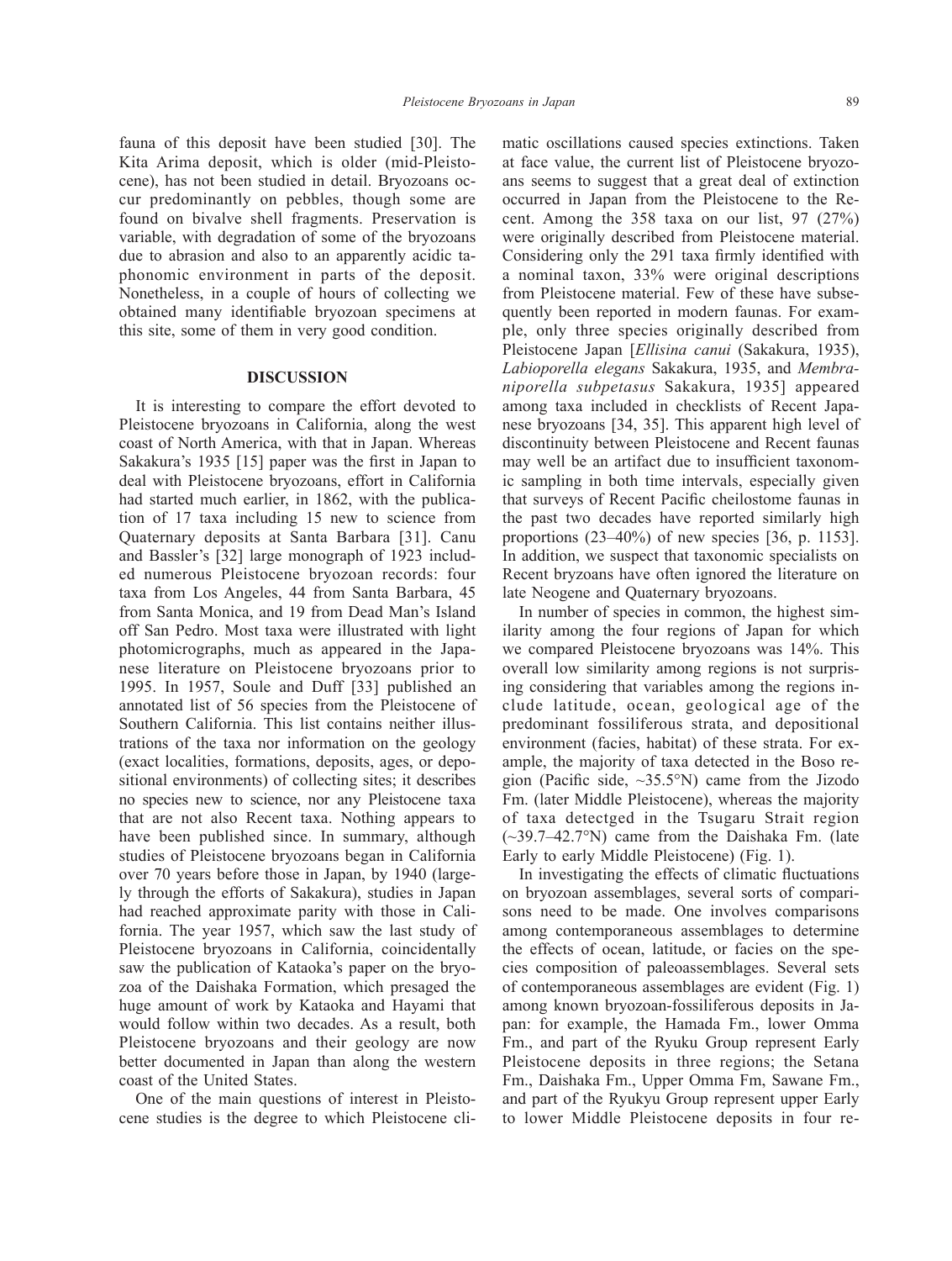fauna of this deposit have been studied [30]. The Kita Arima deposit, which is older (mid-Pleistocene), has not been studied in detail. Bryozoans occur predominantly on pebbles, though some are found on bivalve shell fragments. Preservation is variable, with degradation of some of the bryozoans due to abrasion and also to an apparently acidic taphonomic environment in parts of the deposit. Nonetheless, in a couple of hours of collecting we obtained many identifiable bryozoan specimens at this site, some of them in very good condition.

## DISCUSSION

It is interesting to compare the effort devoted to Pleistocene bryozoans in California, along the west coast of North America, with that in Japan. Whereas Sakakura's 1935 [15] paper was the first in Japan to deal with Pleistocene bryozoans, effort in California had started much earlier, in 1862, with the publication of 17 taxa including 15 new to science from Quaternary deposits at Santa Barbara [31]. Canu and Bassler's [32] large monograph of 1923 included numerous Pleistocene bryozoan records: four taxa from Los Angeles, 44 from Santa Barbara, 45 from Santa Monica, and 19 from Dead Man's Island off San Pedro. Most taxa were illustrated with light photomicrographs, much as appeared in the Japanese literature on Pleistocene bryozoans prior to 1995. In 1957, Soule and Duff [33] published an annotated list of 56 species from the Pleistocene of Southern California. This list contains neither illustrations of the taxa nor information on the geology (exact localities, formations, deposits, ages, or depositional environments) of collecting sites; it describes no species new to science, nor any Pleistocene taxa that are not also Recent taxa. Nothing appears to have been published since. In summary, although studies of Pleistocene bryozoans began in California over 70 years before those in Japan, by 1940 (largely through the efforts of Sakakura), studies in Japan had reached approximate parity with those in California. The year 1957, which saw the last study of Pleistocene bryozoans in California, coincidentally saw the publication of Kataoka's paper on the bryozoa of the Daishaka Formation, which presaged the huge amount of work by Kataoka and Hayami that would follow within two decades. As a result, both Pleistocene bryozoans and their geology are now better documented in Japan than along the western coast of the United States.

One of the main questions of interest in Pleistocene studies is the degree to which Pleistocene climatic oscillations caused species extinctions. Taken at face value, the current list of Pleistocene bryozoans seems to suggest that a great deal of extinction occurred in Japan from the Pleistocene to the Recent. Among the 358 taxa on our list, 97 (27%) were originally described from Pleistocene material. Considering only the 291 taxa firmly identified with a nominal taxon, 33% were original descriptions from Pleistocene material. Few of these have subsequently been reported in modern faunas. For example, only three species originally described from Pleistocene Japan [*Ellisina canui* (Sakakura, 1935), *Labioporella elegans* Sakakura, 1935, and *Membraniporella subpetasus* Sakakura, 1935] appeared among taxa included in checklists of Recent Japanese bryozoans [34, 35]. This apparent high level of discontinuity between Pleistocene and Recent faunas may well be an artifact due to insufficient taxonomic sampling in both time intervals, especially given that surveys of Recent Pacific cheilostome faunas in the past two decades have reported similarly high proportions (23–40%) of new species [36, p. 1153]. In addition, we suspect that taxonomic specialists on Recent bryzoans have often ignored the literature on late Neogene and Quaternary bryozoans.

In number of species in common, the highest similarity among the four regions of Japan for which we compared Pleistocene bryozoans was 14%. This overall low similarity among regions is not surprising considering that variables among the regions include latitude, ocean, geological age of the predominant fossiliferous strata, and depositional environment (facies, habitat) of these strata. For example, the majority of taxa detected in the Boso region (Pacific side, ~35.5°N) came from the Jizodo Fm. (later Middle Pleistocene), whereas the majority of taxa detectged in the Tsugaru Strait region (~39.7–42.7°N) came from the Daishaka Fm. (late Early to early Middle Pleistocene) (Fig. 1).

In investigating the effects of climatic fluctuations on bryozoan assemblages, several sorts of comparisons need to be made. One involves comparisons among contemporaneous assemblages to determine the effects of ocean, latitude, or facies on the species composition of paleoassemblages. Several sets of contemporaneous assemblages are evident (Fig. 1) among known bryozoan-fossiliferous deposits in Japan: for example, the Hamada Fm., lower Omma Fm., and part of the Ryuku Group represent Early Pleistocene deposits in three regions; the Setana Fm., Daishaka Fm., Upper Omma Fm, Sawane Fm., and part of the Ryukyu Group represent upper Early to lower Middle Pleistocene deposits in four re-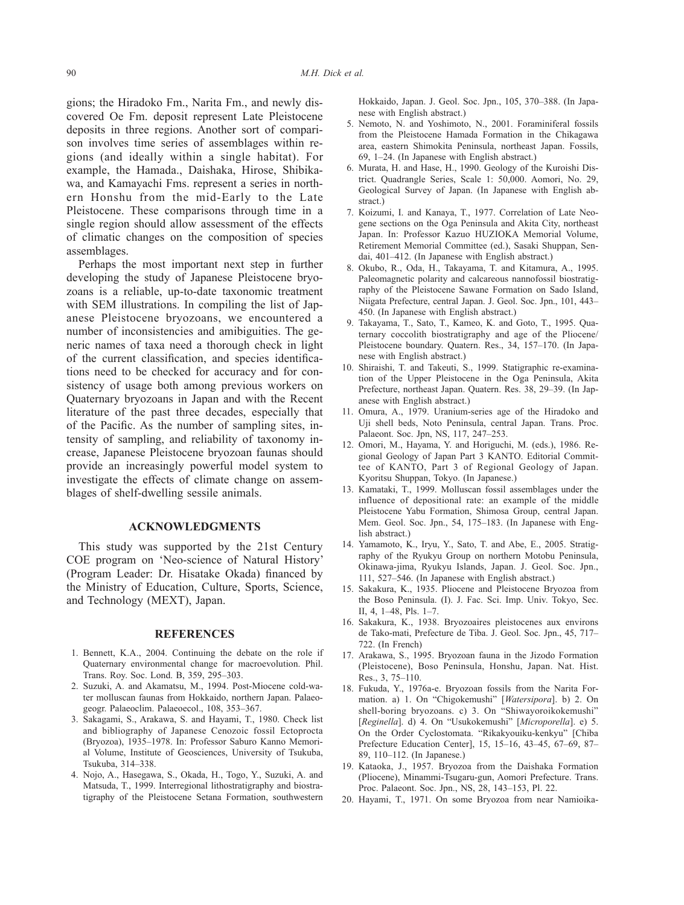gions; the Hiradoko Fm., Narita Fm., and newly discovered Oe Fm. deposit represent Late Pleistocene deposits in three regions. Another sort of comparison involves time series of assemblages within regions (and ideally within a single habitat). For example, the Hamada., Daishaka, Hirose, Shibikawa, and Kamayachi Fms. represent a series in northern Honshu from the mid-Early to the Late Pleistocene. These comparisons through time in a single region should allow assessment of the effects of climatic changes on the composition of species assemblages.

Perhaps the most important next step in further developing the study of Japanese Pleistocene bryozoans is a reliable, up-to-date taxonomic treatment with SEM illustrations. In compiling the list of Japanese Pleistocene bryozoans, we encountered a number of inconsistencies and amibiguities. The generic names of taxa need a thorough check in light of the current classification, and species identifications need to be checked for accuracy and for consistency of usage both among previous workers on Quaternary bryozoans in Japan and with the Recent literature of the past three decades, especially that of the Pacific. As the number of sampling sites, intensity of sampling, and reliability of taxonomy increase, Japanese Pleistocene bryozoan faunas should provide an increasingly powerful model system to investigate the effects of climate change on assemblages of shelf-dwelling sessile animals.

## ACKNOWLEDGMENTS

This study was supported by the 21st Century COE program on 'Neo-science of Natural History' (Program Leader: Dr. Hisatake Okada) financed by the Ministry of Education, Culture, Sports, Science, and Technology (MEXT), Japan.

## REFERENCES

1. Bennett, K.A., 2004. Continuing the debate on the role if Quaternary environmental change for macroevolution. Phil. Trans. Roy. Soc. Lond. B, 359, 295–303.
2. Suzuki, A. and Akamatsu, M., 1994. Post-Miocene cold-water molluscan faunas from Hokkaido, northern Japan. Palaeogeogr. Palaeoclim. Palaeoecol., 108, 353–367.
3. Sakagami, S., Arakawa, S. and Hayami, T., 1980. Check list and bibliography of Japanese Cenozoic fossil Ectoprocta (Bryozoa), 1935–1978. In: Professor Saburo Kanno Memorial Volume, Institute of Geosciences, University of Tsukuba, Tsukuba, 314–338.
4. Nojo, A., Hasegawa, S., Okada, H., Togo, Y., Suzuki, A. and Matsuda, T., 1999. Interregional lithostratigraphy and biostratigraphy of the Pleistocene Setana Formation, southwestern Hokkaido, Japan. J. Geol. Soc. Jpn., 105, 370–388. (In Japanese with English abstract.)
5. Nemoto, N. and Yoshimoto, N., 2001. Foraminiferal fossils from the Pleistocene Hamada Formation in the Chikagawa area, eastern Shimokita Peninsula, northeast Japan. Fossils, 69, 1–24. (In Japanese with English abstract.)
6. Murata, H. and Hase, H., 1990. Geology of the Kuroishi District. Quadrangle Series, Scale 1: 50,000. Aomori, No. 29, Geological Survey of Japan. (In Japanese with English abstract.)
7. Koizumi, I. and Kanaya, T., 1977. Correlation of Late Neogene sections on the Oga Peninsula and Akita City, northeast Japan. In: Professor Kazuo HUZIOKA Memorial Volume, Retirement Memorial Committee (ed.), Sasaki Shuppan, Sendai, 401–412. (In Japanese with English abstract.)
8. Okubo, R., Oda, H., Takayama, T. and Kitamura, A., 1995. Paleomagnetic polarity and calcareous nannofossil biostratigraphy of the Pleistocene Sawane Formation on Sado Island, Niigata Prefecture, central Japan. J. Geol. Soc. Jpn., 101, 443–450. (In Japanese with English abstract.)
9. Takayama, T., Sato, T., Kameo, K. and Goto, T., 1995. Quaternary coccolith biostratigraphy and age of the Pliocene/Pleistocene boundary. Quatern. Res., 34, 157–170. (In Japanese with English abstract.)
10. Shiraishi, T. and Takeuti, S., 1999. Statigraphic re-examination of the Upper Pleistocene in the Oga Peninsula, Akita Prefecture, northeast Japan. Quatern. Res. 38, 29–39. (In Japanese with English abstract.)
11. Omura, A., 1979. Uranium-series age of the Hiradoko and Uji shell beds, Noto Peninsula, central Japan. Trans. Proc. Palaeont. Soc. Jpn, NS, 117, 247–253.
12. Omori, M., Hayama, Y. and Horiguchi, M. (eds.), 1986. Regional Geology of Japan Part 3 KANTO. Editorial Committee of KANTO, Part 3 of Regional Geology of Japan. Kyoritsu Shuppan, Tokyo. (In Japanese.)
13. Kamataki, T., 1999. Molluscan fossil assemblages under the influence of depositional rate: an example of the middle Pleistocene Yabu Formation, Shimosa Group, central Japan. Mem. Geol. Soc. Jpn., 54, 175–183. (In Japanese with English abstract.)
14. Yamamoto, K., Iryu, Y., Sato, T. and Abe, E., 2005. Stratigraphy of the Ryukyu Group on northern Motobu Peninsula, Okinawa-jima, Ryukyu Islands, Japan. J. Geol. Soc. Jpn., 111, 527–546. (In Japanese with English abstract.)
15. Sakakura, K., 1935. Pliocene and Pleistocene Bryozoa from the Boso Peninsula. (I). J. Fac. Sci. Imp. Univ. Tokyo, Sec. II, 4, 1–48, Pls. 1–7.
16. Sakakura, K., 1938. Bryozoaires pleistocenes aux environs de Tako-mati, Prefecture de Tiba. J. Geol. Soc. Jpn., 45, 717–722. (In French)
17. Arakawa, S., 1995. Bryozoan fauna in the Jizodo Formation (Pleistocene), Boso Peninsula, Honshu, Japan. Nat. Hist. Res., 3, 75–110.
18. Fukuda, Y., 1976a-e. Bryozoan fossils from the Narita Formation. a) 1. On "Chigokemushi" [*Watersipora*]. b) 2. On shell-boring bryozoans. c) 3. On "Shiwayoroikokemushi" [*Reginella*]. d) 4. On "Usukokemushi" [*Microporella*]. e) 5. On the Order Cyclostomata. "Rikakyouiku-kenkyu" [Chiba Prefecture Education Center], 15, 15–16, 43–45, 67–69, 87–89, 110–112. (In Japanese.)
19. Kataoka, J., 1957. Bryozoa from the Daishaka Formation (Pliocene), Minammi-Tsugaru-gun, Aomori Prefecture. Trans. Proc. Palaeont. Soc. Jpn., NS, 28, 143–153, Pl. 22.
20. Hayami, T., 1971. On some Bryozoa from near Namioika-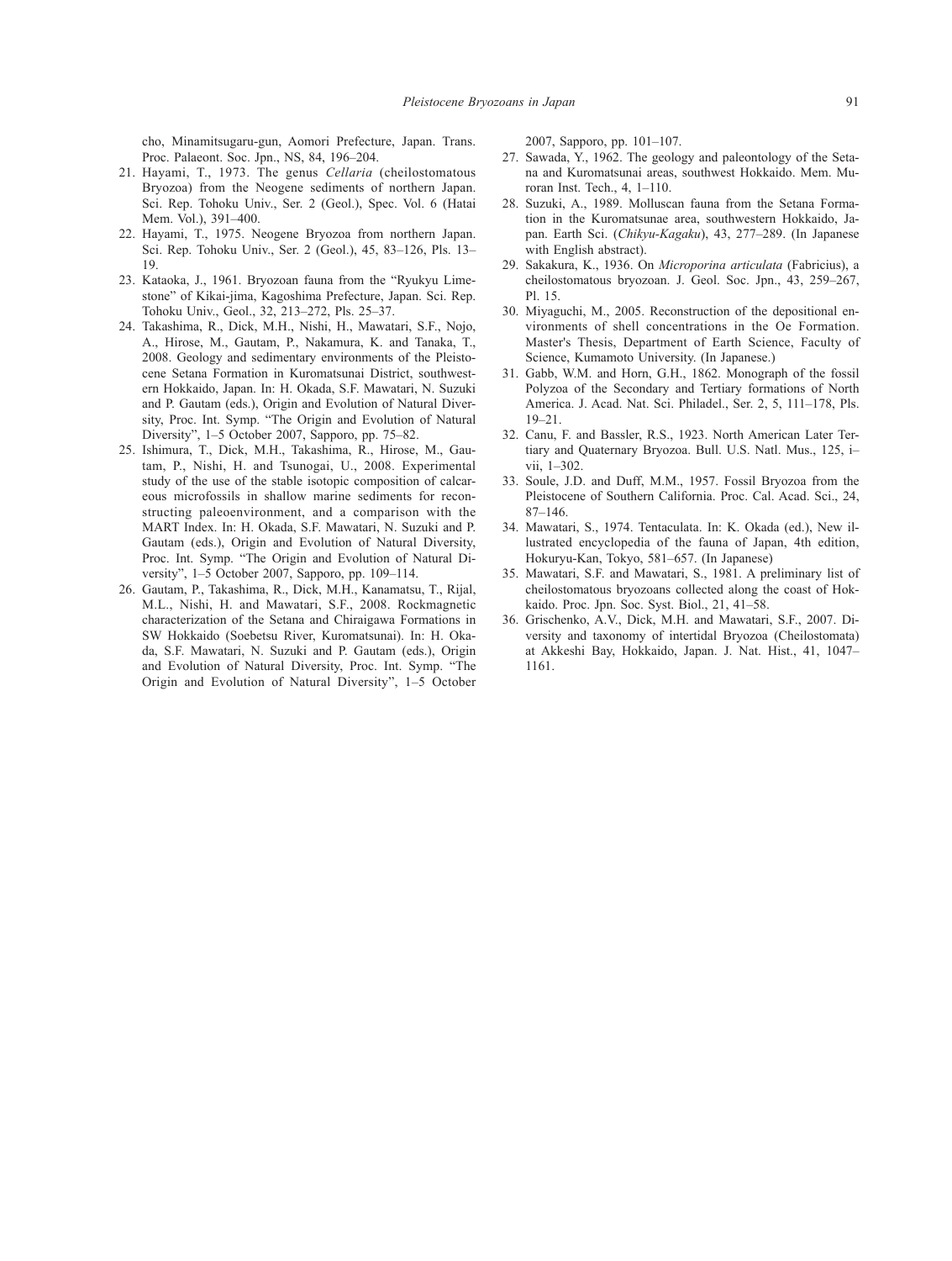cho, Minamitsugaru-gun, Aomori Prefecture, Japan. Trans. Proc. Palaeont. Soc. Jpn., NS, 84, 196–204.

21. Hayami, T., 1973. The genus *Cellaria* (cheilostomatous Bryozoa) from the Neogene sediments of northern Japan. Sci. Rep. Tohoku Univ., Ser. 2 (Geol.), Spec. Vol. 6 (Hatai Mem. Vol.), 391–400.
22. Hayami, T., 1975. Neogene Bryozoa from northern Japan. Sci. Rep. Tohoku Univ., Ser. 2 (Geol.), 45, 83–126, Pls. 13–19.
23. Kataoka, J., 1961. Bryozoan fauna from the "Ryukyu Limestone" of Kikai-jima, Kagoshima Prefecture, Japan. Sci. Rep. Tohoku Univ., Geol., 32, 213–272, Pls. 25–37.
24. Takashima, R., Dick, M.H., Nishi, H., Mawatari, S.F., Nojo, A., Hirose, M., Gautam, P., Nakamura, K. and Tanaka, T., 2008. Geology and sedimentary environments of the Pleistocene Setana Formation in Kuromatsunai District, southwestern Hokkaido, Japan. In: H. Okada, S.F. Mawatari, N. Suzuki and P. Gautam (eds.), Origin and Evolution of Natural Diversity, Proc. Int. Symp. "The Origin and Evolution of Natural Diversity", 1–5 October 2007, Sapporo, pp. 75–82.
25. Ishimura, T., Dick, M.H., Takashima, R., Hirose, M., Gautam, P., Nishi, H. and Tsunogai, U., 2008. Experimental study of the use of the stable isotopic composition of calcareous microfossils in shallow marine sediments for reconstructing paleoenvironment, and a comparison with the MART Index. In: H. Okada, S.F. Mawatari, N. Suzuki and P. Gautam (eds.), Origin and Evolution of Natural Diversity, Proc. Int. Symp. "The Origin and Evolution of Natural Diversity", 1–5 October 2007, Sapporo, pp. 109–114.
26. Gautam, P., Takashima, R., Dick, M.H., Kanamatsu, T., Rijal, M.L., Nishi, H. and Mawatari, S.F., 2008. Rockmagnetic characterization of the Setana and Chiraigawa Formations in SW Hokkaido (Soebetsu River, Kuromatsunai). In: H. Okada, S.F. Mawatari, N. Suzuki and P. Gautam (eds.), Origin and Evolution of Natural Diversity, Proc. Int. Symp. "The Origin and Evolution of Natural Diversity", 1–5 October 2007, Sapporo, pp. 101–107.
27. Sawada, Y., 1962. The geology and paleontology of the Setana and Kuromatsunai areas, southwest Hokkaido. Mem. Muroran Inst. Tech., 4, 1–110.
28. Suzuki, A., 1989. Molluscan fauna from the Setana Formation in the Kuromatsunae area, southwestern Hokkaido, Japan. Earth Sci. (*Chikyu-Kagaku*), 43, 277–289. (In Japanese with English abstract).
29. Sakakura, K., 1936. On *Microporina articulata* (Fabricius), a cheilostomatous bryozoan. J. Geol. Soc. Jpn., 43, 259–267, Pl. 15.
30. Miyaguchi, M., 2005. Reconstruction of the depositional environments of shell concentrations in the Oe Formation. Master's Thesis, Department of Earth Science, Faculty of Science, Kumamoto University. (In Japanese.)
31. Gabb, W.M. and Horn, G.H., 1862. Monograph of the fossil Polyzoa of the Secondary and Tertiary formations of North America. J. Acad. Nat. Sci. Philadel., Ser. 2, 5, 111–178, Pls. 19–21.
32. Canu, F. and Bassler, R.S., 1923. North American Later Tertiary and Quaternary Bryozoa. Bull. U.S. Natl. Mus., 125, i–vii, 1–302.
33. Soule, J.D. and Duff, M.M., 1957. Fossil Bryozoa from the Pleistocene of Southern California. Proc. Cal. Acad. Sci., 24, 87–146.
34. Mawatari, S., 1974. Tentaculata. In: K. Okada (ed.), New illustrated encyclopedia of the fauna of Japan, 4th edition, Hokuryu-Kan, Tokyo, 581–657. (In Japanese)
35. Mawatari, S.F. and Mawatari, S., 1981. A preliminary list of cheilostomatous bryozoans collected along the coast of Hokkaido. Proc. Jpn. Soc. Syst. Biol., 21, 41–58.
36. Grischenko, A.V., Dick, M.H. and Mawatari, S.F., 2007. Diversity and taxonomy of intertidal Bryozoa (Cheilostomata) at Akkeshi Bay, Hokkaido, Japan. J. Nat. Hist., 41, 1047–1161.